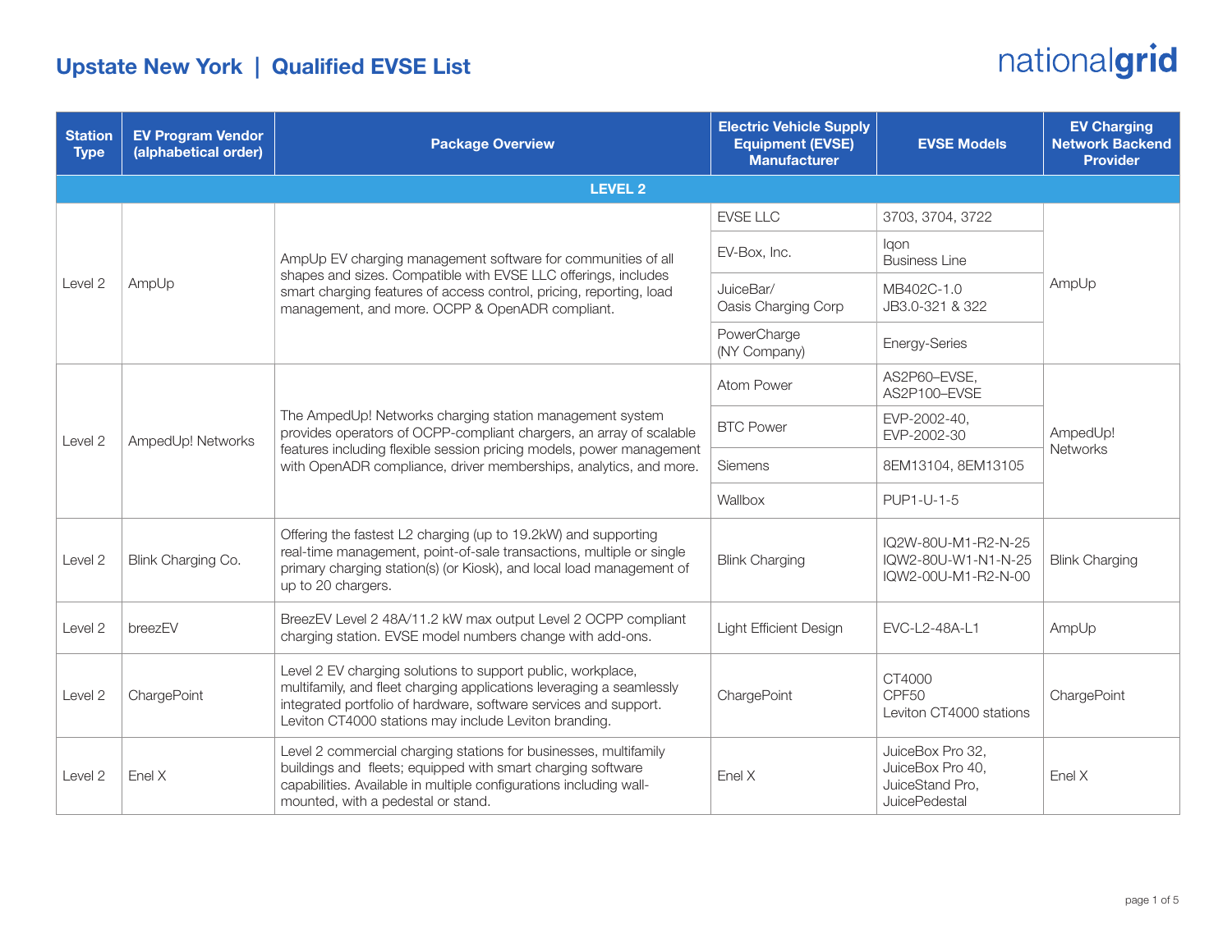# Upstate New York | Qualified EVSE List

| Station Type | EV Program Vendor (alphabetical order) | Package Overview | Electric Vehicle Supply Equipment (EVSE) Manufacturer | EVSE Models | EV Charging Network Backend Provider |
|---|---|---|---|---|---|
| **LEVEL 2** | | | | | |
| Level 2 | AmpUp | AmpUp EV charging management software for communities of all shapes and sizes. Compatible with EVSE LLC offerings, includes smart charging features of access control, pricing, reporting, load management, and more. OCPP & OpenADR compliant. | EVSE LLC | 3703, 3704, 3722 | AmpUp |
| | | | EV-Box, Inc. | Iqon<br>Business Line | |
| | | | JuiceBar/<br>Oasis Charging Corp | MB402C-1.0<br>JB3.0-321 & 322 | |
| | | | PowerCharge<br>(NY Company) | Energy-Series | |
| Level 2 | AmpedUp! Networks | The AmpedUp! Networks charging station management system provides operators of OCPP-compliant chargers, an array of scalable features including flexible session pricing models, power management with OpenADR compliance, driver memberships, analytics, and more. | Atom Power | AS2P60–EVSE,<br>AS2P100–EVSE | AmpedUp! Networks |
| | | | BTC Power | EVP-2002-40,<br>EVP-2002-30 | |
| | | | Siemens | 8EM13104, 8EM13105 | |
| | | | Wallbox | PUP1-U-1-5 | |
| Level 2 | Blink Charging Co. | Offering the fastest L2 charging (up to 19.2kW) and supporting real-time management, point-of-sale transactions, multiple or single primary charging station(s) (or Kiosk), and local load management of up to 20 chargers. | Blink Charging | IQ2W-80U-M1-R2-N-25<br>IQW2-80U-W1-N1-N-25<br>IQW2-00U-M1-R2-N-00 | Blink Charging |
| Level 2 | breezEV | BreezEV Level 2 48A/11.2 kW max output Level 2 OCPP compliant charging station. EVSE model numbers change with add-ons. | Light Efficient Design | EVC-L2-48A-L1 | AmpUp |
| Level 2 | ChargePoint | Level 2 EV charging solutions to support public, workplace, multifamily, and fleet charging applications leveraging a seamlessly integrated portfolio of hardware, software services and support. Leviton CT4000 stations may include Leviton branding. | ChargePoint | CT4000<br>CPF50<br>Leviton CT4000 stations | ChargePoint |
| Level 2 | Enel X | Level 2 commercial charging stations for businesses, multifamily buildings and fleets; equipped with smart charging software capabilities. Available in multiple configurations including wall-mounted, with a pedestal or stand. | Enel X | JuiceBox Pro 32,<br>JuiceBox Pro 40,<br>JuiceStand Pro,<br>JuicePedestal | Enel X |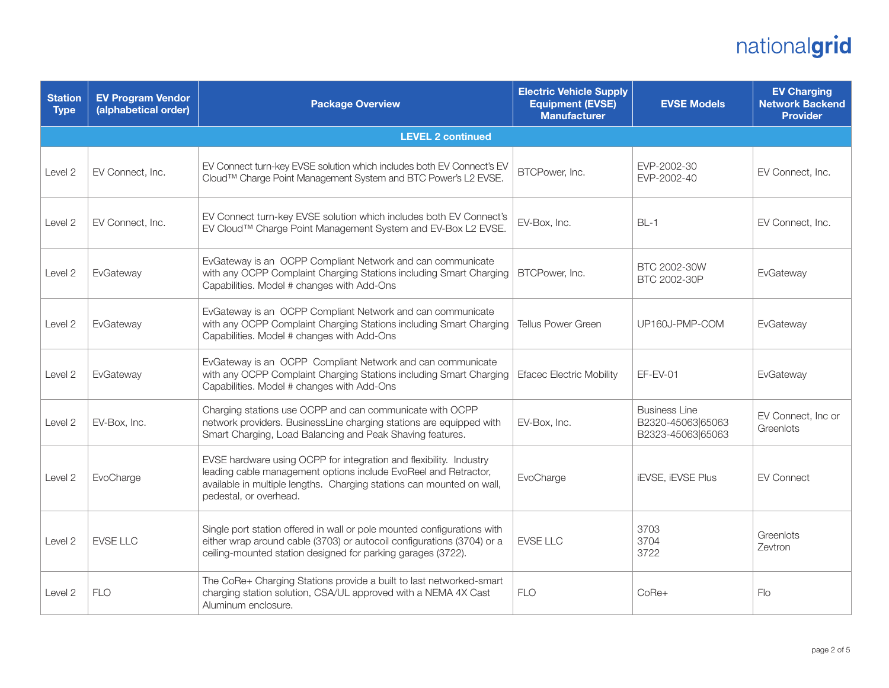| Station Type | EV Program Vendor (alphabetical order) | Package Overview | Electric Vehicle Supply Equipment (EVSE) Manufacturer | EVSE Models | EV Charging Network Backend Provider |
|---|---|---|---|---|---|
| **LEVEL 2 continued** | | | | | |
| Level 2 | EV Connect, Inc. | EV Connect turn-key EVSE solution which includes both EV Connect's EV Cloud™ Charge Point Management System and BTC Power's L2 EVSE. | BTCPower, Inc. | EVP-2002-30<br>EVP-2002-40 | EV Connect, Inc. |
| Level 2 | EV Connect, Inc. | EV Connect turn-key EVSE solution which includes both EV Connect's EV Cloud™ Charge Point Management System and EV-Box L2 EVSE. | EV-Box, Inc. | BL-1 | EV Connect, Inc. |
| Level 2 | EvGateway | EvGateway is an OCPP Compliant Network and can communicate with any OCPP Complaint Charging Stations including Smart Charging Capabilities. Model # changes with Add-Ons | BTCPower, Inc. | BTC 2002-30W<br>BTC 2002-30P | EvGateway |
| Level 2 | EvGateway | EvGateway is an OCPP Compliant Network and can communicate with any OCPP Complaint Charging Stations including Smart Charging Capabilities. Model # changes with Add-Ons | Tellus Power Green | UP160J-PMP-COM | EvGateway |
| Level 2 | EvGateway | EvGateway is an OCPP Compliant Network and can communicate with any OCPP Complaint Charging Stations including Smart Charging Capabilities. Model # changes with Add-Ons | Efacec Electric Mobility | EF-EV-01 | EvGateway |
| Level 2 | EV-Box, Inc. | Charging stations use OCPP and can communicate with OCPP network providers. BusinessLine charging stations are equipped with Smart Charging, Load Balancing and Peak Shaving features. | EV-Box, Inc. | Business Line<br>B2320-45063\|65063<br>B2323-45063\|65063 | EV Connect, Inc or Greenlots |
| Level 2 | EvoCharge | EVSE hardware using OCPP for integration and flexibility. Industry leading cable management options include EvoReel and Retractor, available in multiple lengths. Charging stations can mounted on wall, pedestal, or overhead. | EvoCharge | iEVSE, iEVSE Plus | EV Connect |
| Level 2 | EVSE LLC | Single port station offered in wall or pole mounted configurations with either wrap around cable (3703) or autocoil configurations (3704) or a ceiling-mounted station designed for parking garages (3722). | EVSE LLC | 3703<br>3704<br>3722 | Greenlots<br>Zevtron |
| Level 2 | FLO | The CoRe+ Charging Stations provide a built to last networked-smart charging station solution, CSA/UL approved with a NEMA 4X Cast Aluminum enclosure. | FLO | CoRe+ | Flo |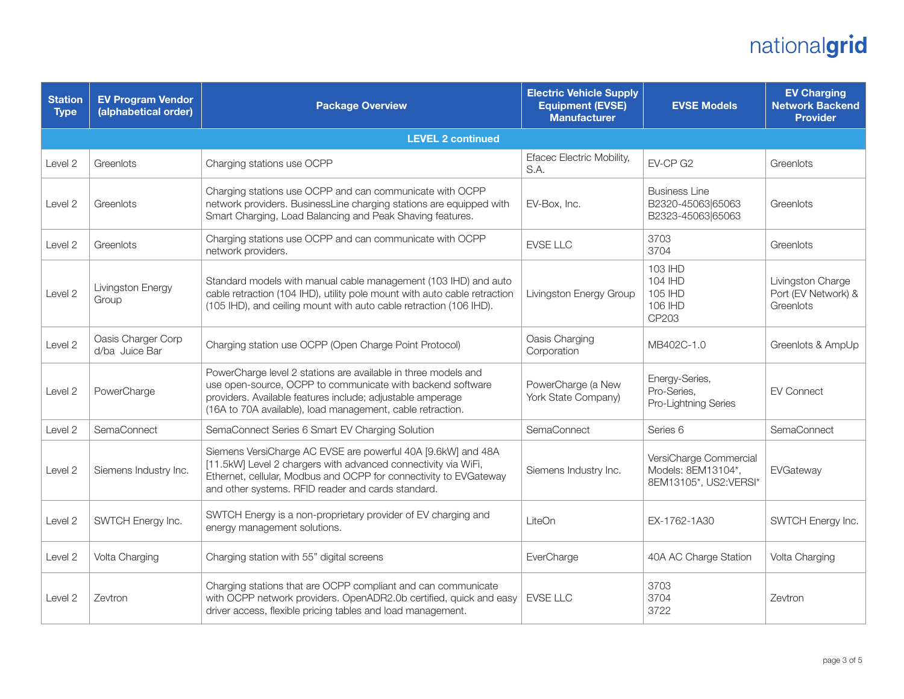| Station Type | EV Program Vendor (alphabetical order) | Package Overview | Electric Vehicle Supply Equipment (EVSE) Manufacturer | EVSE Models | EV Charging Network Backend Provider |
|---|---|---|---|---|---|
| **LEVEL 2 continued** | | | | | |
| Level 2 | Greenlots | Charging stations use OCPP | Efacec Electric Mobility, S.A. | EV-CP G2 | Greenlots |
| Level 2 | Greenlots | Charging stations use OCPP and can communicate with OCPP network providers. BusinessLine charging stations are equipped with Smart Charging, Load Balancing and Peak Shaving features. | EV-Box, Inc. | Business Line B2320-45063\|65063 B2323-45063\|65063 | Greenlots |
| Level 2 | Greenlots | Charging stations use OCPP and can communicate with OCPP network providers. | EVSE LLC | 3703 3704 | Greenlots |
| Level 2 | Livingston Energy Group | Standard models with manual cable management (103 IHD) and auto cable retraction (104 IHD), utility pole mount with auto cable retraction (105 IHD), and ceiling mount with auto cable retraction (106 IHD). | Livingston Energy Group | 103 IHD 104 IHD 105 IHD 106 IHD CP203 | Livingston Charge Port (EV Network) & Greenlots |
| Level 2 | Oasis Charger Corp d/ba Juice Bar | Charging station use OCPP (Open Charge Point Protocol) | Oasis Charging Corporation | MB402C-1.0 | Greenlots & AmpUp |
| Level 2 | PowerCharge | PowerCharge level 2 stations are available in three models and use open-source, OCPP to communicate with backend software providers. Available features include; adjustable amperage (16A to 70A available), load management, cable retraction. | PowerCharge (a New York State Company) | Energy-Series, Pro-Series, Pro-Lightning Series | EV Connect |
| Level 2 | SemaConnect | SemaConnect Series 6 Smart EV Charging Solution | SemaConnect | Series 6 | SemaConnect |
| Level 2 | Siemens Industry Inc. | Siemens VersiCharge AC EVSE are powerful 40A [9.6kW] and 48A [11.5kW] Level 2 chargers with advanced connectivity via WiFi, Ethernet, cellular, Modbus and OCPP for connectivity to EVGateway and other systems. RFID reader and cards standard. | Siemens Industry Inc. | VersiCharge Commercial Models: 8EM13104*, 8EM13105*, US2:VERSI* | EVGateway |
| Level 2 | SWTCH Energy Inc. | SWTCH Energy is a non-proprietary provider of EV charging and energy management solutions. | LiteOn | EX-1762-1A30 | SWTCH Energy Inc. |
| Level 2 | Volta Charging | Charging station with 55" digital screens | EverCharge | 40A AC Charge Station | Volta Charging |
| Level 2 | Zevtron | Charging stations that are OCPP compliant and can communicate with OCPP network providers. OpenADR2.0b certified, quick and easy driver access, flexible pricing tables and load management. | EVSE LLC | 3703 3704 3722 | Zevtron |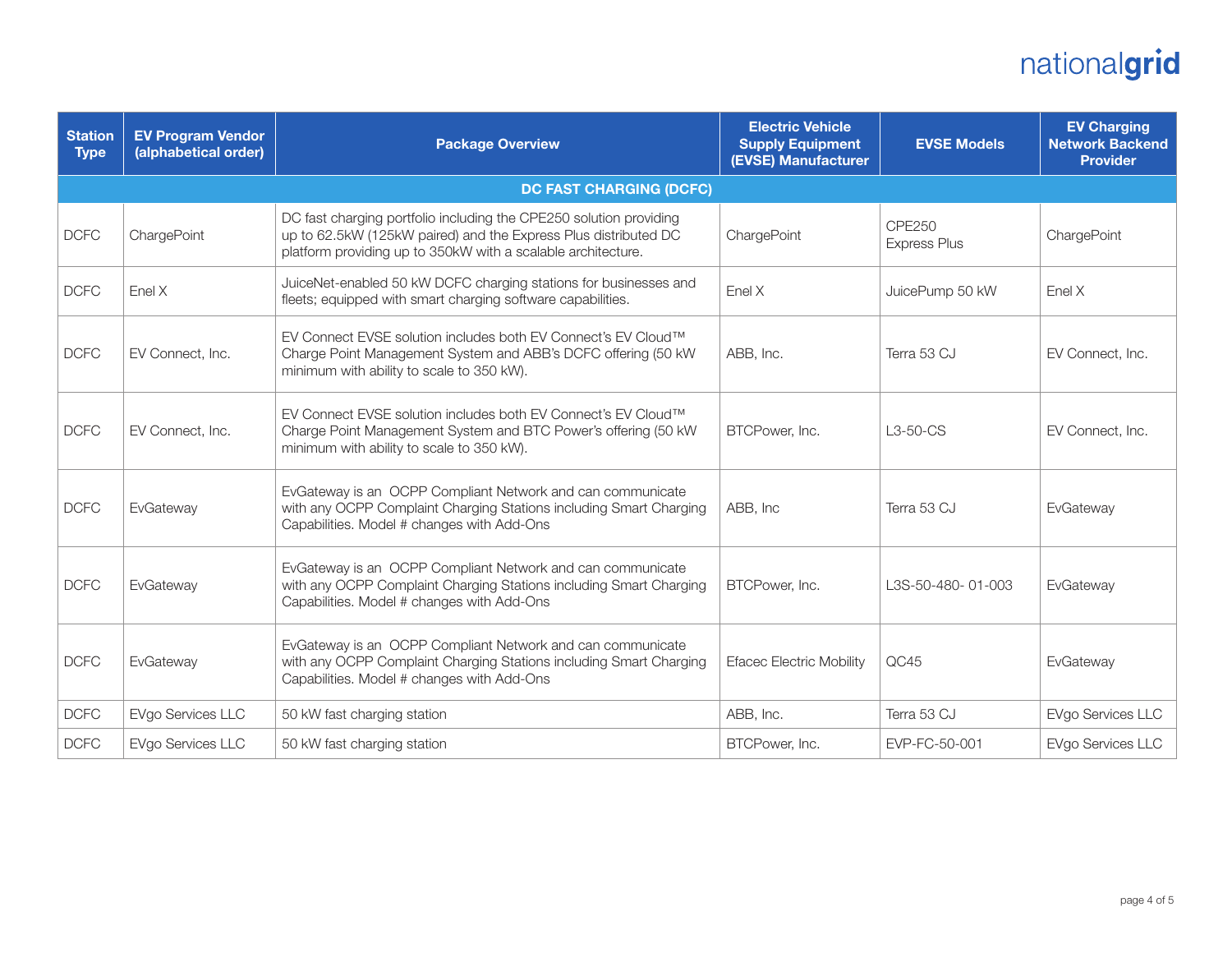| Station Type | EV Program Vendor (alphabetical order) | Package Overview | Electric Vehicle Supply Equipment (EVSE) Manufacturer | EVSE Models | EV Charging Network Backend Provider |
|---|---|---|---|---|---|
| **DC FAST CHARGING (DCFC)** | | | | | |
| DCFC | ChargePoint | DC fast charging portfolio including the CPE250 solution providing up to 62.5kW (125kW paired) and the Express Plus distributed DC platform providing up to 350kW with a scalable architecture. | ChargePoint | CPE250<br>Express Plus | ChargePoint |
| DCFC | Enel X | JuiceNet-enabled 50 kW DCFC charging stations for businesses and fleets; equipped with smart charging software capabilities. | Enel X | JuicePump 50 kW | Enel X |
| DCFC | EV Connect, Inc. | EV Connect EVSE solution includes both EV Connect's EV Cloud™ Charge Point Management System and ABB's DCFC offering (50 kW minimum with ability to scale to 350 kW). | ABB, Inc. | Terra 53 CJ | EV Connect, Inc. |
| DCFC | EV Connect, Inc. | EV Connect EVSE solution includes both EV Connect's EV Cloud™ Charge Point Management System and BTC Power's offering (50 kW minimum with ability to scale to 350 kW). | BTCPower, Inc. | L3-50-CS | EV Connect, Inc. |
| DCFC | EvGateway | EvGateway is an OCPP Compliant Network and can communicate with any OCPP Complaint Charging Stations including Smart Charging Capabilities. Model # changes with Add-Ons | ABB, Inc | Terra 53 CJ | EvGateway |
| DCFC | EvGateway | EvGateway is an OCPP Compliant Network and can communicate with any OCPP Complaint Charging Stations including Smart Charging Capabilities. Model # changes with Add-Ons | BTCPower, Inc. | L3S-50-480- 01-003 | EvGateway |
| DCFC | EvGateway | EvGateway is an OCPP Compliant Network and can communicate with any OCPP Complaint Charging Stations including Smart Charging Capabilities. Model # changes with Add-Ons | Efacec Electric Mobility | QC45 | EvGateway |
| DCFC | EVgo Services LLC | 50 kW fast charging station | ABB, Inc. | Terra 53 CJ | EVgo Services LLC |
| DCFC | EVgo Services LLC | 50 kW fast charging station | BTCPower, Inc. | EVP-FC-50-001 | EVgo Services LLC |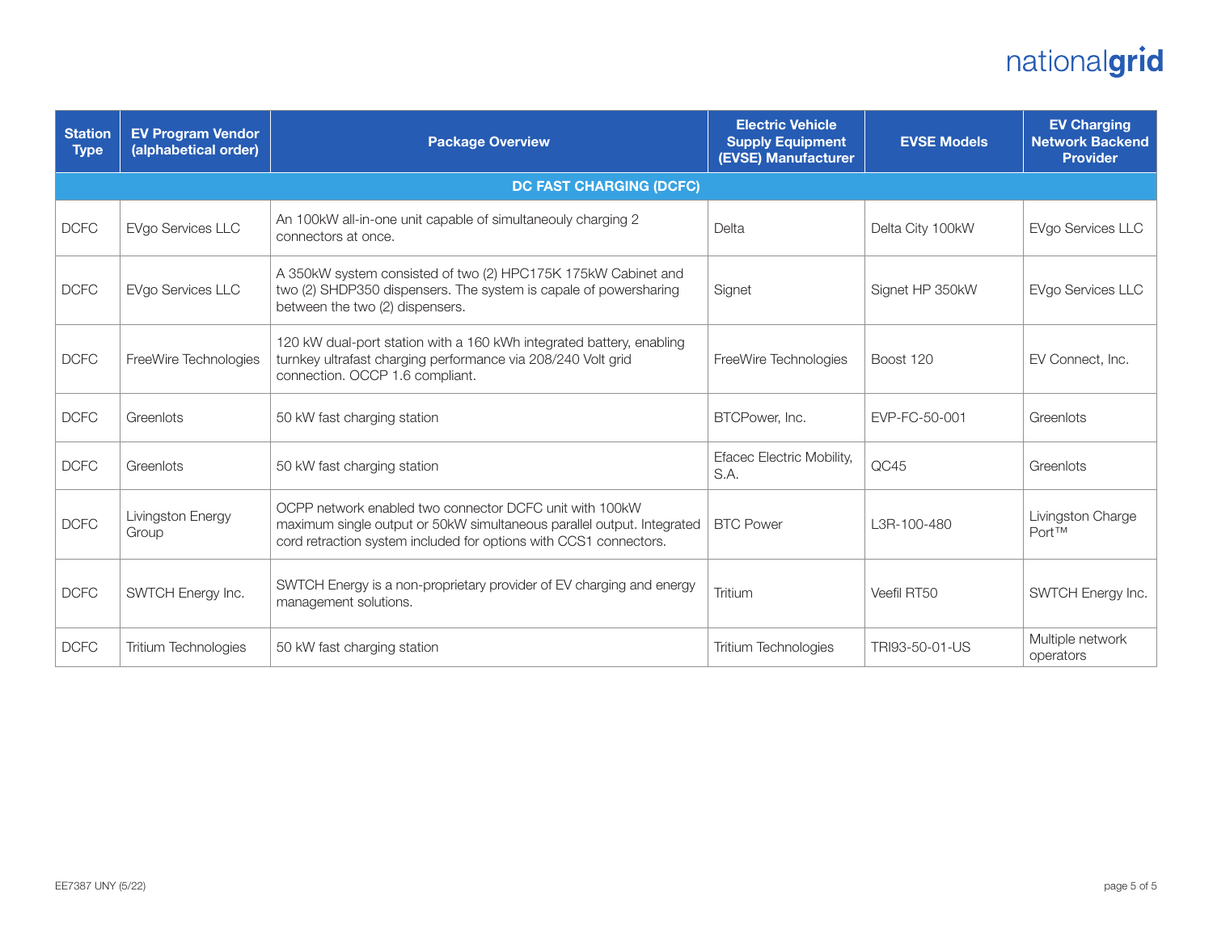| Station Type | EV Program Vendor (alphabetical order) | Package Overview | Electric Vehicle Supply Equipment (EVSE) Manufacturer | EVSE Models | EV Charging Network Backend Provider |
|---|---|---|---|---|---|
| **DC FAST CHARGING (DCFC)** | | | | | |
| DCFC | EVgo Services LLC | An 100kW all-in-one unit capable of simultaneouly charging 2 connectors at once. | Delta | Delta City 100kW | EVgo Services LLC |
| DCFC | EVgo Services LLC | A 350kW system consisted of two (2) HPC175K 175kW Cabinet and two (2) SHDP350 dispensers. The system is capale of powersharing between the two (2) dispensers. | Signet | Signet HP 350kW | EVgo Services LLC |
| DCFC | FreeWire Technologies | 120 kW dual-port station with a 160 kWh integrated battery, enabling turnkey ultrafast charging performance via 208/240 Volt grid connection. OCCP 1.6 compliant. | FreeWire Technologies | Boost 120 | EV Connect, Inc. |
| DCFC | Greenlots | 50 kW fast charging station | BTCPower, Inc. | EVP-FC-50-001 | Greenlots |
| DCFC | Greenlots | 50 kW fast charging station | Efacec Electric Mobility, S.A. | QC45 | Greenlots |
| DCFC | Livingston Energy Group | OCPP network enabled two connector DCFC unit with 100kW maximum single output or 50kW simultaneous parallel output. Integrated cord retraction system included for options with CCS1 connectors. | BTC Power | L3R-100-480 | Livingston Charge Port™ |
| DCFC | SWTCH Energy Inc. | SWTCH Energy is a non-proprietary provider of EV charging and energy management solutions. | Tritium | Veefil RT50 | SWTCH Energy Inc. |
| DCFC | Tritium Technologies | 50 kW fast charging station | Tritium Technologies | TRI93-50-01-US | Multiple network operators |

EE7387 UNY (5/22)